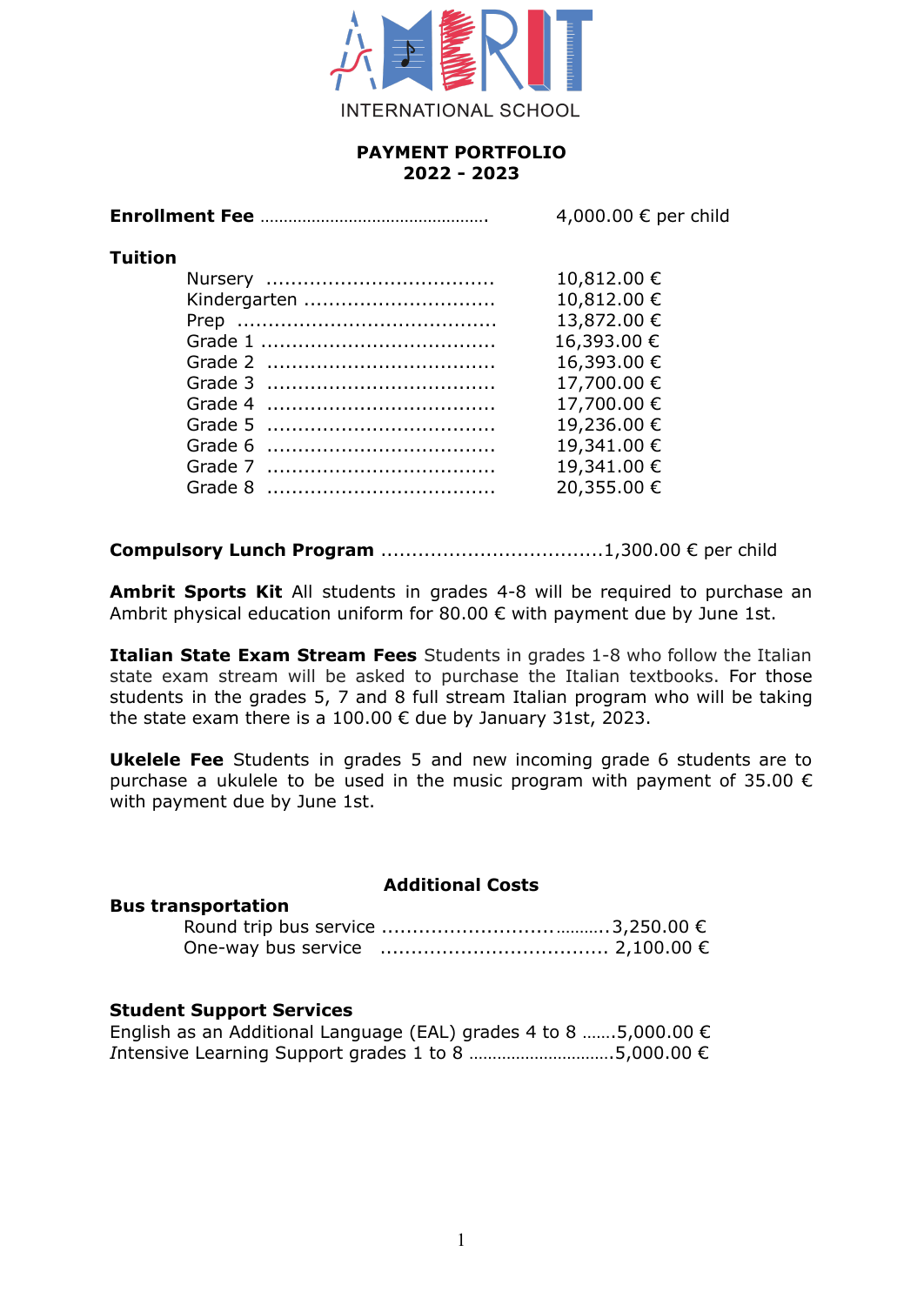AMBRIT INTERNATIONAL SCHOOL

**PAYMENT PORTFOLIO**
**2022 - 2023**

**Enrollment Fee** ............................................ 4,000.00 € per child

**Tuition**

| | |
|---|---|
| Nursery | 10,812.00 € |
| Kindergarten | 10,812.00 € |
| Prep | 13,872.00 € |
| Grade 1 | 16,393.00 € |
| Grade 2 | 16,393.00 € |
| Grade 3 | 17,700.00 € |
| Grade 4 | 17,700.00 € |
| Grade 5 | 19,236.00 € |
| Grade 6 | 19,341.00 € |
| Grade 7 | 19,341.00 € |
| Grade 8 | 20,355.00 € |

**Compulsory Lunch Program** ...................................1,300.00 € per child

**Ambrit Sports Kit** All students in grades 4-8 will be required to purchase an Ambrit physical education uniform for 80.00 € with payment due by June 1st.

**Italian State Exam Stream Fees** Students in grades 1-8 who follow the Italian state exam stream will be asked to purchase the Italian textbooks. For those students in the grades 5, 7 and 8 full stream Italian program who will be taking the state exam there is a 100.00 € due by January 31st, 2023.

**Ukelele Fee** Students in grades 5 and new incoming grade 6 students are to purchase a ukulele to be used in the music program with payment of 35.00 € with payment due by June 1st.

## Additional Costs

**Bus transportation**

Round trip bus service ....................................3,250.00 €
One-way bus service .................................... 2,100.00 €

**Student Support Services**

English as an Additional Language (EAL) grades 4 to 8 .......5,000.00 €
*I*ntensive Learning Support grades 1 to 8 ..............................5,000.00 €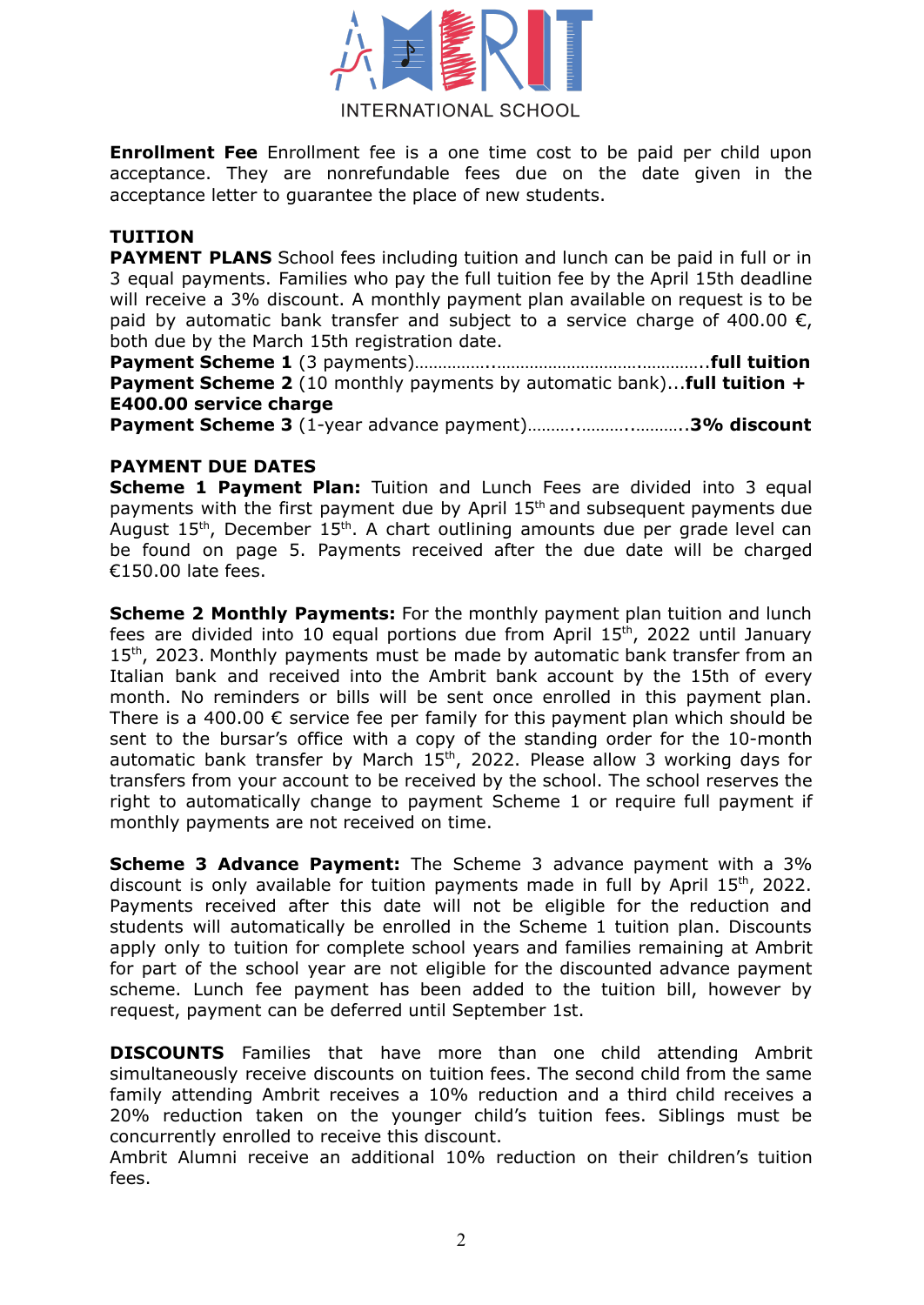**Enrollment Fee** Enrollment fee is a one time cost to be paid per child upon acceptance. They are nonrefundable fees due on the date given in the acceptance letter to guarantee the place of new students.

**TUITION**

**PAYMENT PLANS** School fees including tuition and lunch can be paid in full or in 3 equal payments. Families who pay the full tuition fee by the April 15th deadline will receive a 3% discount. A monthly payment plan available on request is to be paid by automatic bank transfer and subject to a service charge of 400.00 €, both due by the March 15th registration date.

**Payment Scheme 1** (3 payments)……………..………………………..…………..**full tuition**
**Payment Scheme 2** (10 monthly payments by automatic bank)...**full tuition + E400.00 service charge**
**Payment Scheme 3** (1-year advance payment)……….……….………..**3% discount**

**PAYMENT DUE DATES**

**Scheme 1 Payment Plan:** Tuition and Lunch Fees are divided into 3 equal payments with the first payment due by April 15th and subsequent payments due August 15th, December 15th. A chart outlining amounts due per grade level can be found on page 5. Payments received after the due date will be charged €150.00 late fees.

**Scheme 2 Monthly Payments:** For the monthly payment plan tuition and lunch fees are divided into 10 equal portions due from April 15th, 2022 until January 15th, 2023. Monthly payments must be made by automatic bank transfer from an Italian bank and received into the Ambrit bank account by the 15th of every month. No reminders or bills will be sent once enrolled in this payment plan. There is a 400.00 € service fee per family for this payment plan which should be sent to the bursar's office with a copy of the standing order for the 10-month automatic bank transfer by March 15th, 2022. Please allow 3 working days for transfers from your account to be received by the school. The school reserves the right to automatically change to payment Scheme 1 or require full payment if monthly payments are not received on time.

**Scheme 3 Advance Payment:** The Scheme 3 advance payment with a 3% discount is only available for tuition payments made in full by April 15th, 2022. Payments received after this date will not be eligible for the reduction and students will automatically be enrolled in the Scheme 1 tuition plan. Discounts apply only to tuition for complete school years and families remaining at Ambrit for part of the school year are not eligible for the discounted advance payment scheme. Lunch fee payment has been added to the tuition bill, however by request, payment can be deferred until September 1st.

**DISCOUNTS** Families that have more than one child attending Ambrit simultaneously receive discounts on tuition fees. The second child from the same family attending Ambrit receives a 10% reduction and a third child receives a 20% reduction taken on the younger child's tuition fees. Siblings must be concurrently enrolled to receive this discount.
Ambrit Alumni receive an additional 10% reduction on their children's tuition fees.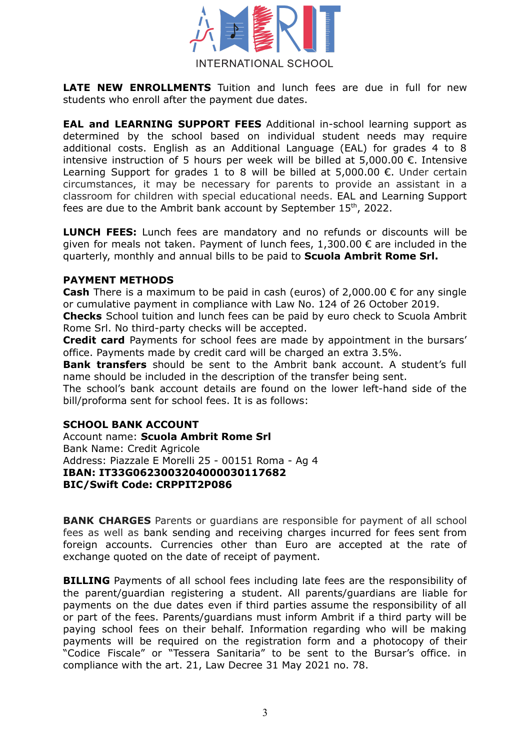**LATE NEW ENROLLMENTS** Tuition and lunch fees are due in full for new students who enroll after the payment due dates.

**EAL and LEARNING SUPPORT FEES** Additional in-school learning support as determined by the school based on individual student needs may require additional costs. English as an Additional Language (EAL) for grades 4 to 8 intensive instruction of 5 hours per week will be billed at 5,000.00 €. Intensive Learning Support for grades 1 to 8 will be billed at 5,000.00 €. Under certain circumstances, it may be necessary for parents to provide an assistant in a classroom for children with special educational needs. EAL and Learning Support fees are due to the Ambrit bank account by September 15th, 2022.

**LUNCH FEES:** Lunch fees are mandatory and no refunds or discounts will be given for meals not taken. Payment of lunch fees, 1,300.00 € are included in the quarterly, monthly and annual bills to be paid to **Scuola Ambrit Rome Srl.**

**PAYMENT METHODS**

**Cash** There is a maximum to be paid in cash (euros) of 2,000.00 € for any single or cumulative payment in compliance with Law No. 124 of 26 October 2019.

**Checks** School tuition and lunch fees can be paid by euro check to Scuola Ambrit Rome Srl. No third-party checks will be accepted.

**Credit card** Payments for school fees are made by appointment in the bursars' office. Payments made by credit card will be charged an extra 3.5%.

**Bank transfers** should be sent to the Ambrit bank account. A student's full name should be included in the description of the transfer being sent.

The school's bank account details are found on the lower left-hand side of the bill/proforma sent for school fees. It is as follows:

**SCHOOL BANK ACCOUNT**

Account name: **Scuola Ambrit Rome Srl**

Bank Name: Credit Agricole

Address: Piazzale E Morelli 25 - 00151 Roma - Ag 4

**IBAN: IT33G0623003204000030117682**

**BIC/Swift Code: CRPPIT2P086**

**BANK CHARGES** Parents or guardians are responsible for payment of all school fees as well as bank sending and receiving charges incurred for fees sent from foreign accounts. Currencies other than Euro are accepted at the rate of exchange quoted on the date of receipt of payment.

**BILLING** Payments of all school fees including late fees are the responsibility of the parent/guardian registering a student. All parents/guardians are liable for payments on the due dates even if third parties assume the responsibility of all or part of the fees. Parents/guardians must inform Ambrit if a third party will be paying school fees on their behalf. Information regarding who will be making payments will be required on the registration form and a photocopy of their "Codice Fiscale" or "Tessera Sanitaria" to be sent to the Bursar's office. in compliance with the art. 21, Law Decree 31 May 2021 no. 78.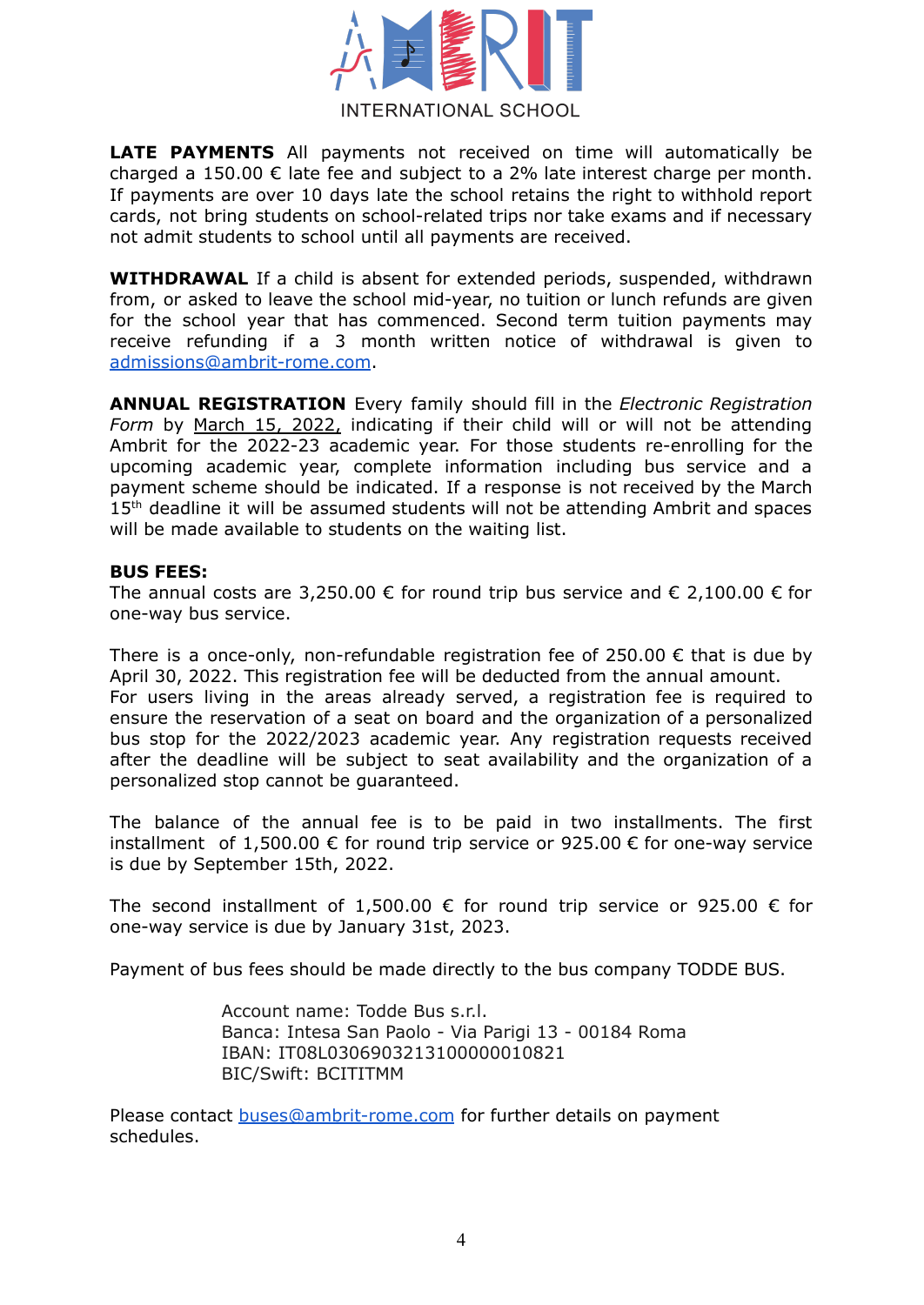**LATE PAYMENTS** All payments not received on time will automatically be charged a 150.00 € late fee and subject to a 2% late interest charge per month. If payments are over 10 days late the school retains the right to withhold report cards, not bring students on school-related trips nor take exams and if necessary not admit students to school until all payments are received.

**WITHDRAWAL** If a child is absent for extended periods, suspended, withdrawn from, or asked to leave the school mid-year, no tuition or lunch refunds are given for the school year that has commenced. Second term tuition payments may receive refunding if a 3 month written notice of withdrawal is given to admissions@ambrit-rome.com.

**ANNUAL REGISTRATION** Every family should fill in the *Electronic Registration Form* by March 15, 2022, indicating if their child will or will not be attending Ambrit for the 2022-23 academic year. For those students re-enrolling for the upcoming academic year, complete information including bus service and a payment scheme should be indicated. If a response is not received by the March 15th deadline it will be assumed students will not be attending Ambrit and spaces will be made available to students on the waiting list.

**BUS FEES:**

The annual costs are 3,250.00 € for round trip bus service and € 2,100.00 € for one-way bus service.

There is a once-only, non-refundable registration fee of 250.00 € that is due by April 30, 2022. This registration fee will be deducted from the annual amount.
For users living in the areas already served, a registration fee is required to ensure the reservation of a seat on board and the organization of a personalized bus stop for the 2022/2023 academic year. Any registration requests received after the deadline will be subject to seat availability and the organization of a personalized stop cannot be guaranteed.

The balance of the annual fee is to be paid in two installments. The first installment of 1,500.00 € for round trip service or 925.00 € for one-way service is due by September 15th, 2022.

The second installment of 1,500.00 € for round trip service or 925.00 € for one-way service is due by January 31st, 2023.

Payment of bus fees should be made directly to the bus company TODDE BUS.

Account name: Todde Bus s.r.l.
Banca: Intesa San Paolo - Via Parigi 13 - 00184 Roma
IBAN: IT08L0306903213100000010821
BIC/Swift: BCITITMM

Please contact buses@ambrit-rome.com for further details on payment schedules.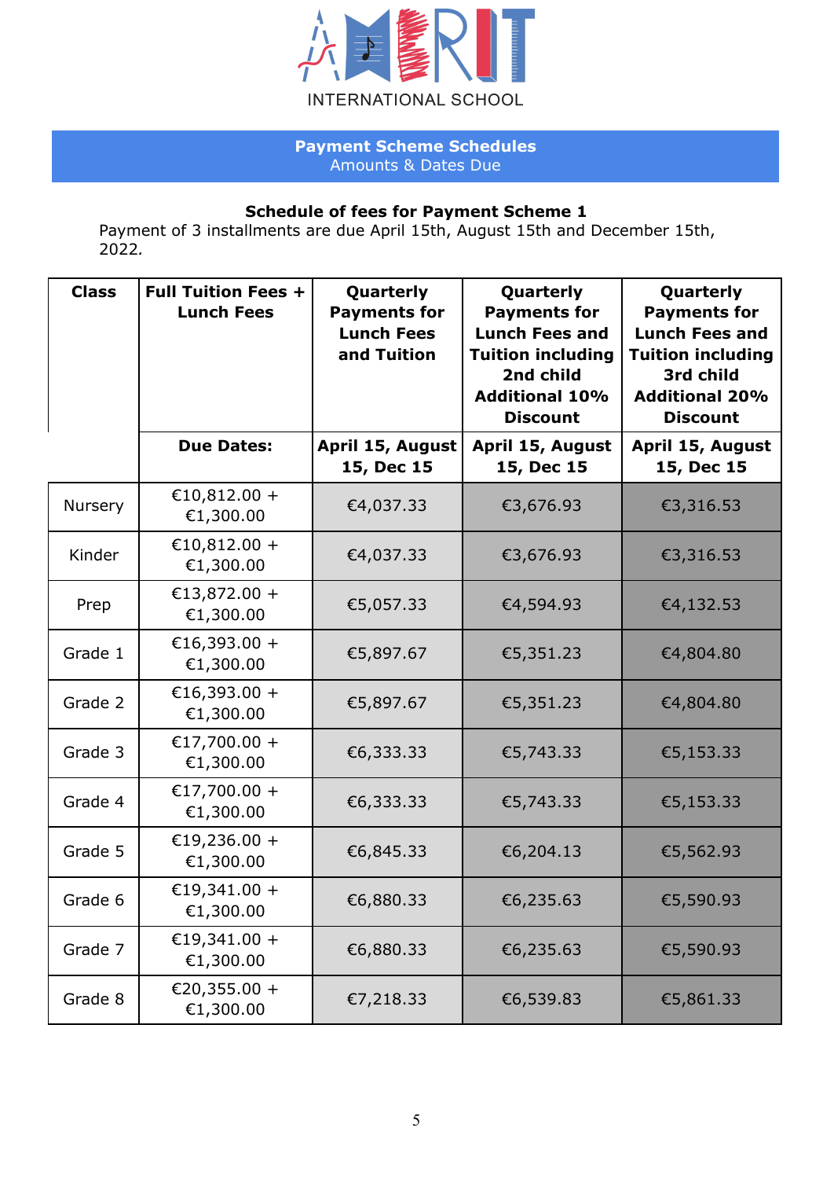INTERNATIONAL SCHOOL

## Payment Scheme Schedules

Amounts & Dates Due

### Schedule of fees for Payment Scheme 1

Payment of 3 installments are due April 15th, August 15th and December 15th, 2022.

| Class | Full Tuition Fees + Lunch Fees | Quarterly Payments for Lunch Fees and Tuition | Quarterly Payments for Lunch Fees and Tuition including 2nd child Additional 10% Discount | Quarterly Payments for Lunch Fees and Tuition including 3rd child Additional 20% Discount |
|---|---|---|---|---|
| | **Due Dates:** | **April 15, August 15, Dec 15** | **April 15, August 15, Dec 15** | **April 15, August 15, Dec 15** |
| Nursery | €10,812.00 + €1,300.00 | €4,037.33 | €3,676.93 | €3,316.53 |
| Kinder | €10,812.00 + €1,300.00 | €4,037.33 | €3,676.93 | €3,316.53 |
| Prep | €13,872.00 + €1,300.00 | €5,057.33 | €4,594.93 | €4,132.53 |
| Grade 1 | €16,393.00 + €1,300.00 | €5,897.67 | €5,351.23 | €4,804.80 |
| Grade 2 | €16,393.00 + €1,300.00 | €5,897.67 | €5,351.23 | €4,804.80 |
| Grade 3 | €17,700.00 + €1,300.00 | €6,333.33 | €5,743.33 | €5,153.33 |
| Grade 4 | €17,700.00 + €1,300.00 | €6,333.33 | €5,743.33 | €5,153.33 |
| Grade 5 | €19,236.00 + €1,300.00 | €6,845.33 | €6,204.13 | €5,562.93 |
| Grade 6 | €19,341.00 + €1,300.00 | €6,880.33 | €6,235.63 | €5,590.93 |
| Grade 7 | €19,341.00 + €1,300.00 | €6,880.33 | €6,235.63 | €5,590.93 |
| Grade 8 | €20,355.00 + €1,300.00 | €7,218.33 | €6,539.83 | €5,861.33 |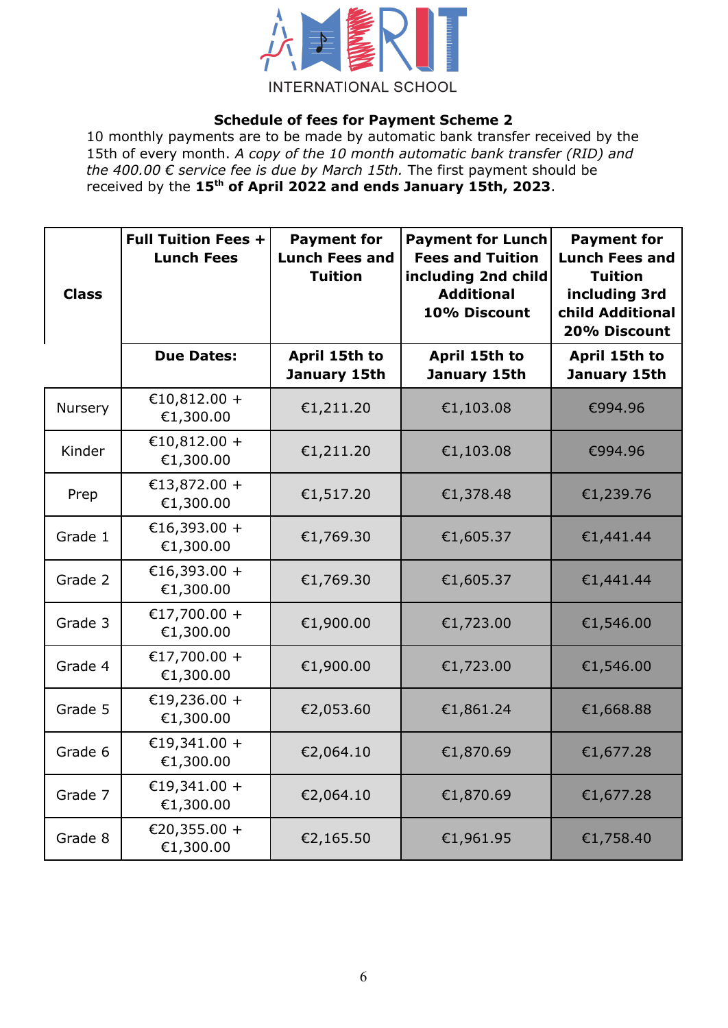INTERNATIONAL SCHOOL

**Schedule of fees for Payment Scheme 2**

10 monthly payments are to be made by automatic bank transfer received by the 15th of every month. *A copy of the 10 month automatic bank transfer (RID) and the 400.00 € service fee is due by March 15th.* The first payment should be received by the **15th of April 2022 and ends January 15th, 2023**.

| Class | Full Tuition Fees + Lunch Fees | Payment for Lunch Fees and Tuition | Payment for Lunch Fees and Tuition including 2nd child Additional 10% Discount | Payment for Lunch Fees and Tuition including 3rd child Additional 20% Discount |
|---|---|---|---|---|
| | **Due Dates:** | **April 15th to January 15th** | **April 15th to January 15th** | **April 15th to January 15th** |
| Nursery | €10,812.00 + €1,300.00 | €1,211.20 | €1,103.08 | €994.96 |
| Kinder | €10,812.00 + €1,300.00 | €1,211.20 | €1,103.08 | €994.96 |
| Prep | €13,872.00 + €1,300.00 | €1,517.20 | €1,378.48 | €1,239.76 |
| Grade 1 | €16,393.00 + €1,300.00 | €1,769.30 | €1,605.37 | €1,441.44 |
| Grade 2 | €16,393.00 + €1,300.00 | €1,769.30 | €1,605.37 | €1,441.44 |
| Grade 3 | €17,700.00 + €1,300.00 | €1,900.00 | €1,723.00 | €1,546.00 |
| Grade 4 | €17,700.00 + €1,300.00 | €1,900.00 | €1,723.00 | €1,546.00 |
| Grade 5 | €19,236.00 + €1,300.00 | €2,053.60 | €1,861.24 | €1,668.88 |
| Grade 6 | €19,341.00 + €1,300.00 | €2,064.10 | €1,870.69 | €1,677.28 |
| Grade 7 | €19,341.00 + €1,300.00 | €2,064.10 | €1,870.69 | €1,677.28 |
| Grade 8 | €20,355.00 + €1,300.00 | €2,165.50 | €1,961.95 | €1,758.40 |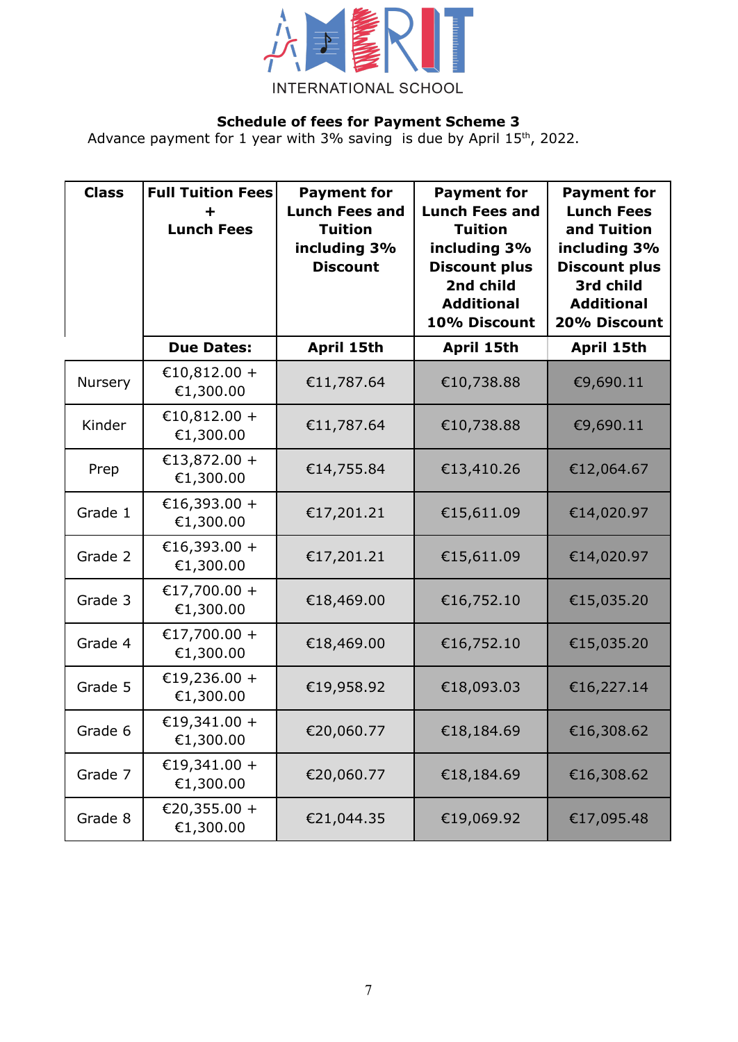AMERIT INTERNATIONAL SCHOOL

**Schedule of fees for Payment Scheme 3**

Advance payment for 1 year with 3% saving is due by April 15th, 2022.

| Class | Full Tuition Fees + Lunch Fees | Payment for Lunch Fees and Tuition including 3% Discount | Payment for Lunch Fees and Tuition including 3% Discount plus 2nd child Additional 10% Discount | Payment for Lunch Fees and Tuition including 3% Discount plus 3rd child Additional 20% Discount |
|---|---|---|---|---|
| | **Due Dates:** | **April 15th** | **April 15th** | **April 15th** |
| Nursery | €10,812.00 + €1,300.00 | €11,787.64 | €10,738.88 | €9,690.11 |
| Kinder | €10,812.00 + €1,300.00 | €11,787.64 | €10,738.88 | €9,690.11 |
| Prep | €13,872.00 + €1,300.00 | €14,755.84 | €13,410.26 | €12,064.67 |
| Grade 1 | €16,393.00 + €1,300.00 | €17,201.21 | €15,611.09 | €14,020.97 |
| Grade 2 | €16,393.00 + €1,300.00 | €17,201.21 | €15,611.09 | €14,020.97 |
| Grade 3 | €17,700.00 + €1,300.00 | €18,469.00 | €16,752.10 | €15,035.20 |
| Grade 4 | €17,700.00 + €1,300.00 | €18,469.00 | €16,752.10 | €15,035.20 |
| Grade 5 | €19,236.00 + €1,300.00 | €19,958.92 | €18,093.03 | €16,227.14 |
| Grade 6 | €19,341.00 + €1,300.00 | €20,060.77 | €18,184.69 | €16,308.62 |
| Grade 7 | €19,341.00 + €1,300.00 | €20,060.77 | €18,184.69 | €16,308.62 |
| Grade 8 | €20,355.00 + €1,300.00 | €21,044.35 | €19,069.92 | €17,095.48 |